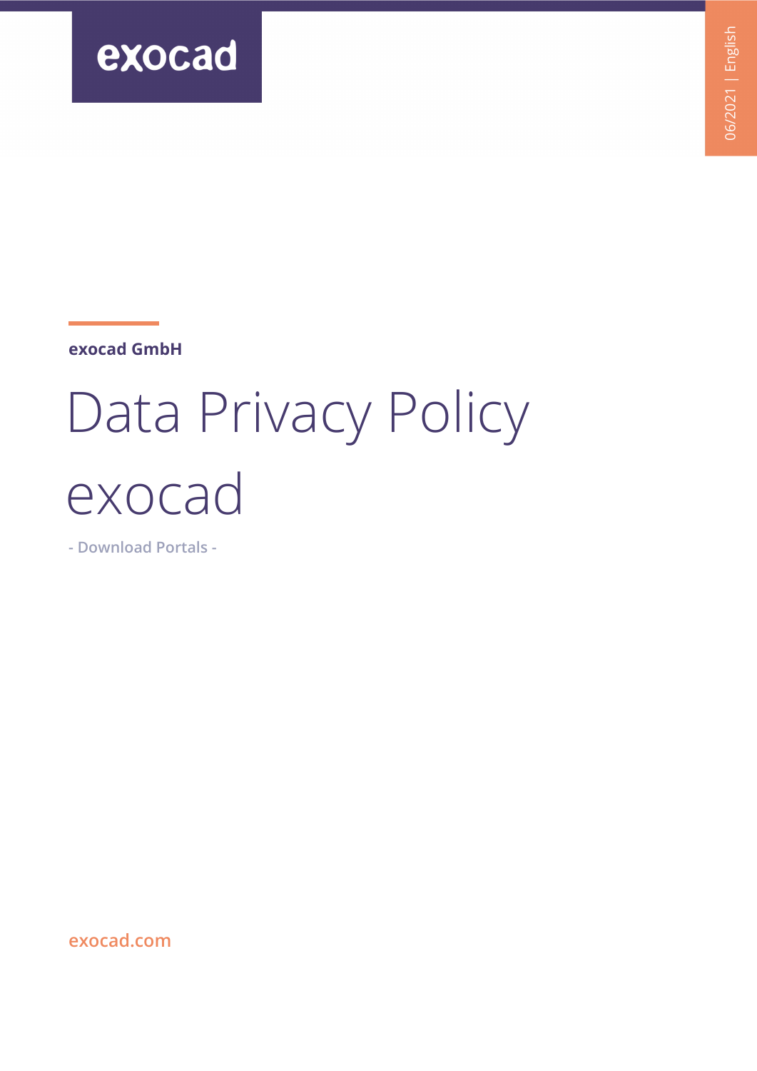exocad

06/2021 | English

**exocad GmbH**

# Data Privacy Policy exocad

- Download Portals -

exocad.com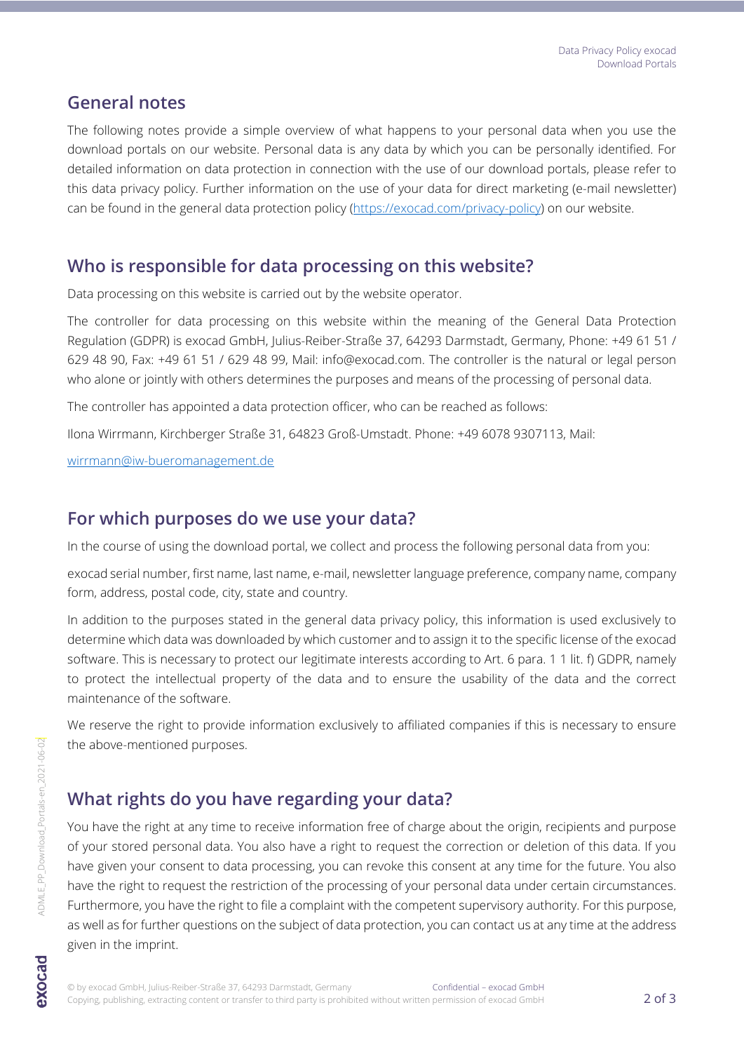## General notes

The following notes provide a simple overview of what happens to your personal data when you use the download portals on our website. Personal data is any data by which you can be personally identified. For detailed information on data protection in connection with the use of our download portals, please refer to this data privacy policy. Further information on the use of your data for direct marketing (e-mail newsletter) can be found in the general data protection policy (https://exocad.com/privacy-policy) on our website.

## Who is responsible for data processing on this website?

Data processing on this website is carried out by the website operator.

The controller for data processing on this website within the meaning of the General Data Protection Regulation (GDPR) is exocad GmbH, Julius-Reiber-Straße 37, 64293 Darmstadt, Germany, Phone: +49 61 51 / 629 48 90, Fax: +49 61 51 / 629 48 99, Mail: info@exocad.com. The controller is the natural or legal person who alone or jointly with others determines the purposes and means of the processing of personal data.

The controller has appointed a data protection officer, who can be reached as follows:

Ilona Wirrmann, Kirchberger Straße 31, 64823 Groß-Umstadt. Phone: +49 6078 9307113, Mail:

wirrmann@iw-bueromanagement.de

## For which purposes do we use your data?

In the course of using the download portal, we collect and process the following personal data from you:

exocad serial number, first name, last name, e-mail, newsletter language preference, company name, company form, address, postal code, city, state and country.

In addition to the purposes stated in the general data privacy policy, this information is used exclusively to determine which data was downloaded by which customer and to assign it to the specific license of the exocad software. This is necessary to protect our legitimate interests according to Art. 6 para. 1 1 lit. f) GDPR, namely to protect the intellectual property of the data and to ensure the usability of the data and the correct maintenance of the software.

We reserve the right to provide information exclusively to affiliated companies if this is necessary to ensure the above-mentioned purposes.

## What rights do you have regarding your data?

You have the right at any time to receive information free of charge about the origin, recipients and purpose of your stored personal data. You also have a right to request the correction or deletion of this data. If you have given your consent to data processing, you can revoke this consent at any time for the future. You also have the right to request the restriction of the processing of your personal data under certain circumstances. Furthermore, you have the right to file a complaint with the competent supervisory authority. For this purpose, as well as for further questions on the subject of data protection, you can contact us at any time at the address given in the imprint.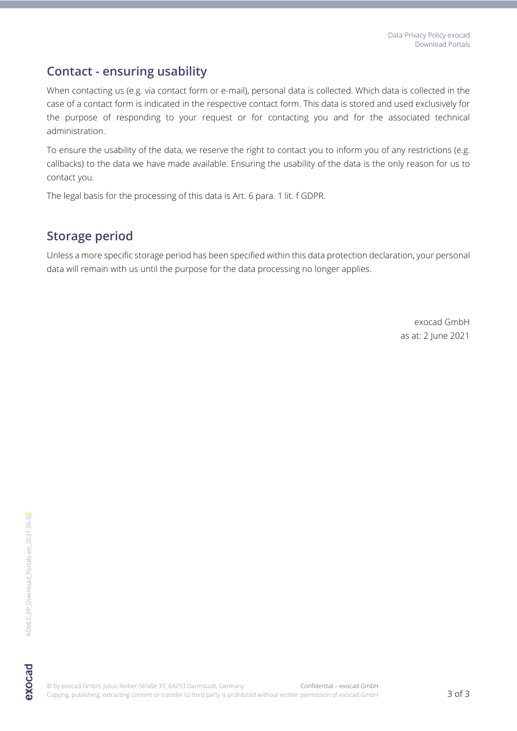## Contact - ensuring usability

When contacting us (e.g. via contact form or e-mail), personal data is collected. Which data is collected in the case of a contact form is indicated in the respective contact form. This data is stored and used exclusively for the purpose of responding to your request or for contacting you and for the associated technical administration.

To ensure the usability of the data, we reserve the right to contact you to inform you of any restrictions (e.g. callbacks) to the data we have made available. Ensuring the usability of the data is the only reason for us to contact you.

The legal basis for the processing of this data is Art. 6 para. 1 lit. f GDPR.

## Storage period

Unless a more specific storage period has been specified within this data protection declaration, your personal data will remain with us until the purpose for the data processing no longer applies.

exocad GmbH
as at: 2 June 2021